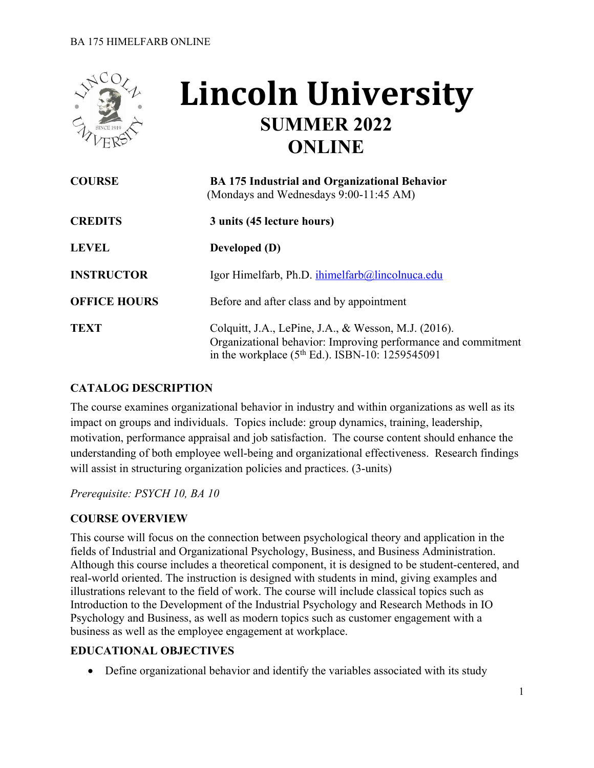# Lincoln University

## SUMMER 2022
## ONLINE

| | |
|---|---|
| **COURSE** | **BA 175 Industrial and Organizational Behavior** (Mondays and Wednesdays 9:00-11:45 AM) |
| **CREDITS** | **3 units (45 lecture hours)** |
| **LEVEL** | **Developed (D)** |
| **INSTRUCTOR** | Igor Himelfarb, Ph.D. ihimelfarb@lincolnuca.edu |
| **OFFICE HOURS** | Before and after class and by appointment |
| **TEXT** | Colquitt, J.A., LePine, J.A., & Wesson, M.J. (2016). Organizational behavior: Improving performance and commitment in the workplace (5th Ed.). ISBN-10: 1259545091 |

### CATALOG DESCRIPTION

The course examines organizational behavior in industry and within organizations as well as its impact on groups and individuals. Topics include: group dynamics, training, leadership, motivation, performance appraisal and job satisfaction. The course content should enhance the understanding of both employee well-being and organizational effectiveness. Research findings will assist in structuring organization policies and practices. (3-units)

*Prerequisite: PSYCH 10, BA 10*

### COURSE OVERVIEW

This course will focus on the connection between psychological theory and application in the fields of Industrial and Organizational Psychology, Business, and Business Administration. Although this course includes a theoretical component, it is designed to be student-centered, and real-world oriented. The instruction is designed with students in mind, giving examples and illustrations relevant to the field of work. The course will include classical topics such as Introduction to the Development of the Industrial Psychology and Research Methods in IO Psychology and Business, as well as modern topics such as customer engagement with a business as well as the employee engagement at workplace.

### EDUCATIONAL OBJECTIVES

- Define organizational behavior and identify the variables associated with its study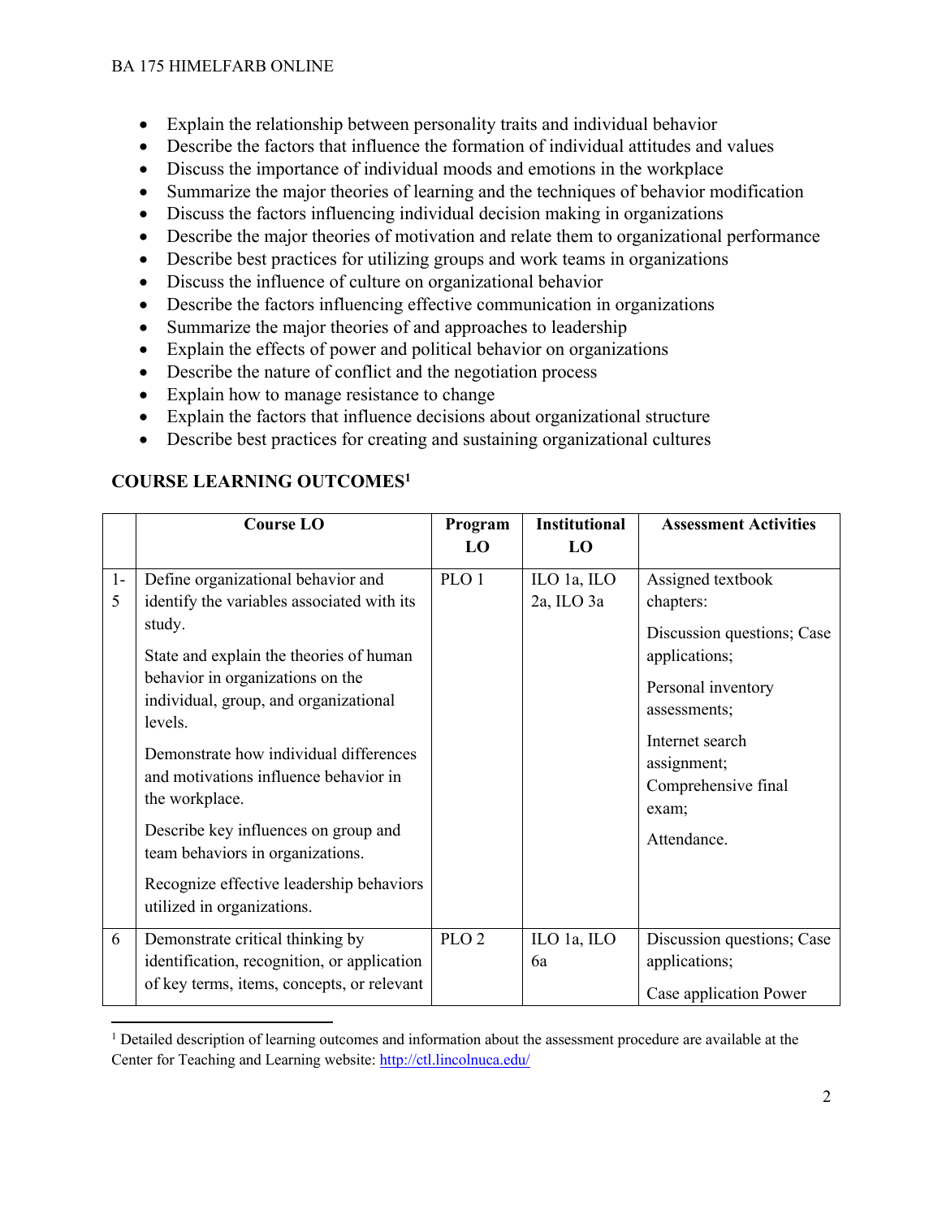- Explain the relationship between personality traits and individual behavior
- Describe the factors that influence the formation of individual attitudes and values
- Discuss the importance of individual moods and emotions in the workplace
- Summarize the major theories of learning and the techniques of behavior modification
- Discuss the factors influencing individual decision making in organizations
- Describe the major theories of motivation and relate them to organizational performance
- Describe best practices for utilizing groups and work teams in organizations
- Discuss the influence of culture on organizational behavior
- Describe the factors influencing effective communication in organizations
- Summarize the major theories of and approaches to leadership
- Explain the effects of power and political behavior on organizations
- Describe the nature of conflict and the negotiation process
- Explain how to manage resistance to change
- Explain the factors that influence decisions about organizational structure
- Describe best practices for creating and sustaining organizational cultures

## COURSE LEARNING OUTCOMES[1]

| | Course LO | Program LO | Institutional LO | Assessment Activities |
|---|---|---|---|---|
| 1-5 | Define organizational behavior and identify the variables associated with its study.<br><br>State and explain the theories of human behavior in organizations on the individual, group, and organizational levels.<br><br>Demonstrate how individual differences and motivations influence behavior in the workplace.<br><br>Describe key influences on group and team behaviors in organizations.<br><br>Recognize effective leadership behaviors utilized in organizations. | PLO 1 | ILO 1a, ILO 2a, ILO 3a | Assigned textbook chapters:<br><br>Discussion questions; Case applications;<br><br>Personal inventory assessments;<br><br>Internet search assignment; Comprehensive final exam;<br><br>Attendance. |
| 6 | Demonstrate critical thinking by identification, recognition, or application of key terms, items, concepts, or relevant | PLO 2 | ILO 1a, ILO 6a | Discussion questions; Case applications;<br><br>Case application Power |

[1] Detailed description of learning outcomes and information about the assessment procedure are available at the Center for Teaching and Learning website: http://ctl.lincolnuca.edu/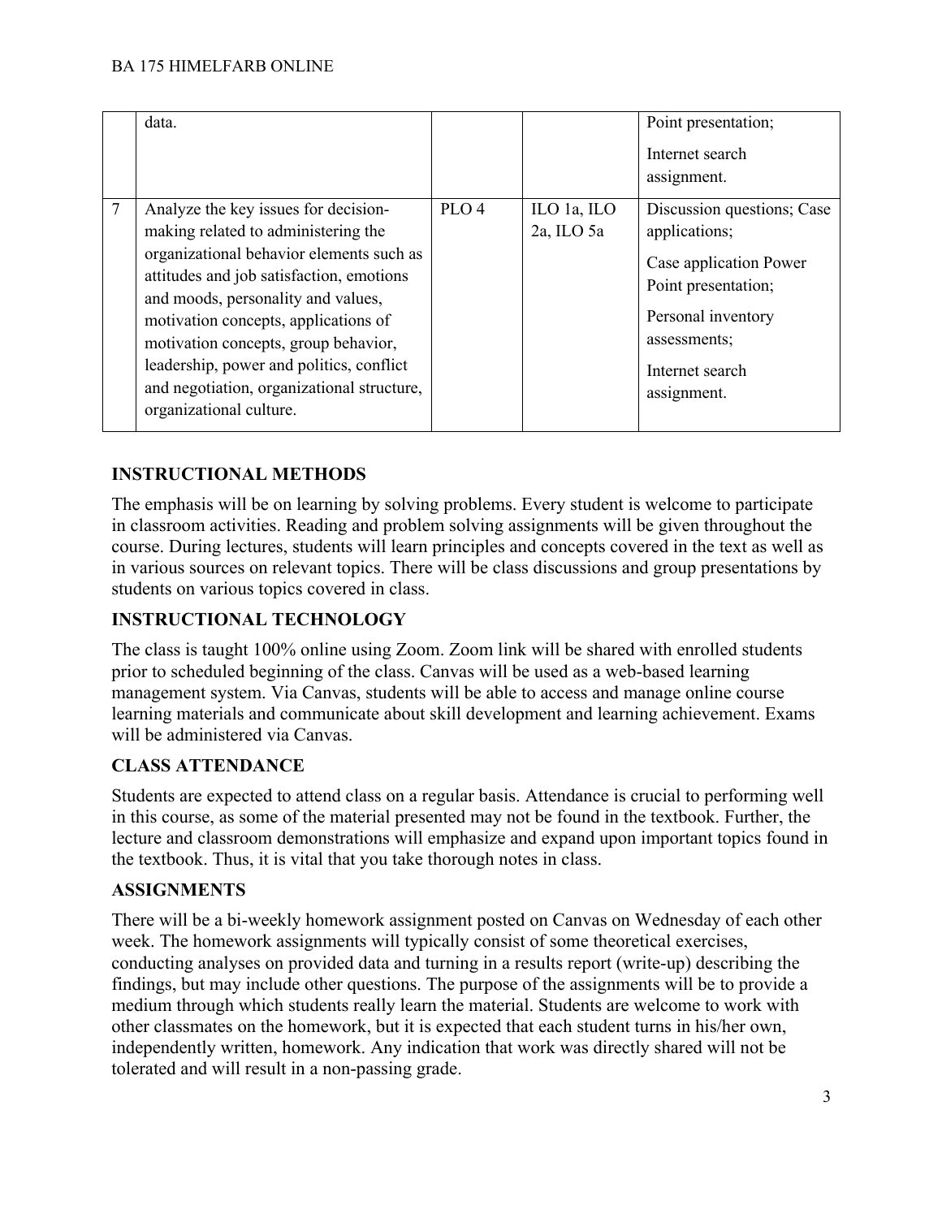| | | | | |
|---|---|---|---|---|
| | data. | | | Point presentation; Internet search assignment. |
| 7 | Analyze the key issues for decision-making related to administering the organizational behavior elements such as attitudes and job satisfaction, emotions and moods, personality and values, motivation concepts, applications of motivation concepts, group behavior, leadership, power and politics, conflict and negotiation, organizational structure, organizational culture. | PLO 4 | ILO 1a, ILO 2a, ILO 5a | Discussion questions; Case applications; Case application Power Point presentation; Personal inventory assessments; Internet search assignment. |

## INSTRUCTIONAL METHODS

The emphasis will be on learning by solving problems. Every student is welcome to participate in classroom activities. Reading and problem solving assignments will be given throughout the course. During lectures, students will learn principles and concepts covered in the text as well as in various sources on relevant topics. There will be class discussions and group presentations by students on various topics covered in class.

## INSTRUCTIONAL TECHNOLOGY

The class is taught 100% online using Zoom. Zoom link will be shared with enrolled students prior to scheduled beginning of the class. Canvas will be used as a web-based learning management system. Via Canvas, students will be able to access and manage online course learning materials and communicate about skill development and learning achievement. Exams will be administered via Canvas.

## CLASS ATTENDANCE

Students are expected to attend class on a regular basis. Attendance is crucial to performing well in this course, as some of the material presented may not be found in the textbook. Further, the lecture and classroom demonstrations will emphasize and expand upon important topics found in the textbook. Thus, it is vital that you take thorough notes in class.

## ASSIGNMENTS

There will be a bi-weekly homework assignment posted on Canvas on Wednesday of each other week. The homework assignments will typically consist of some theoretical exercises, conducting analyses on provided data and turning in a results report (write-up) describing the findings, but may include other questions. The purpose of the assignments will be to provide a medium through which students really learn the material. Students are welcome to work with other classmates on the homework, but it is expected that each student turns in his/her own, independently written, homework. Any indication that work was directly shared will not be tolerated and will result in a non-passing grade.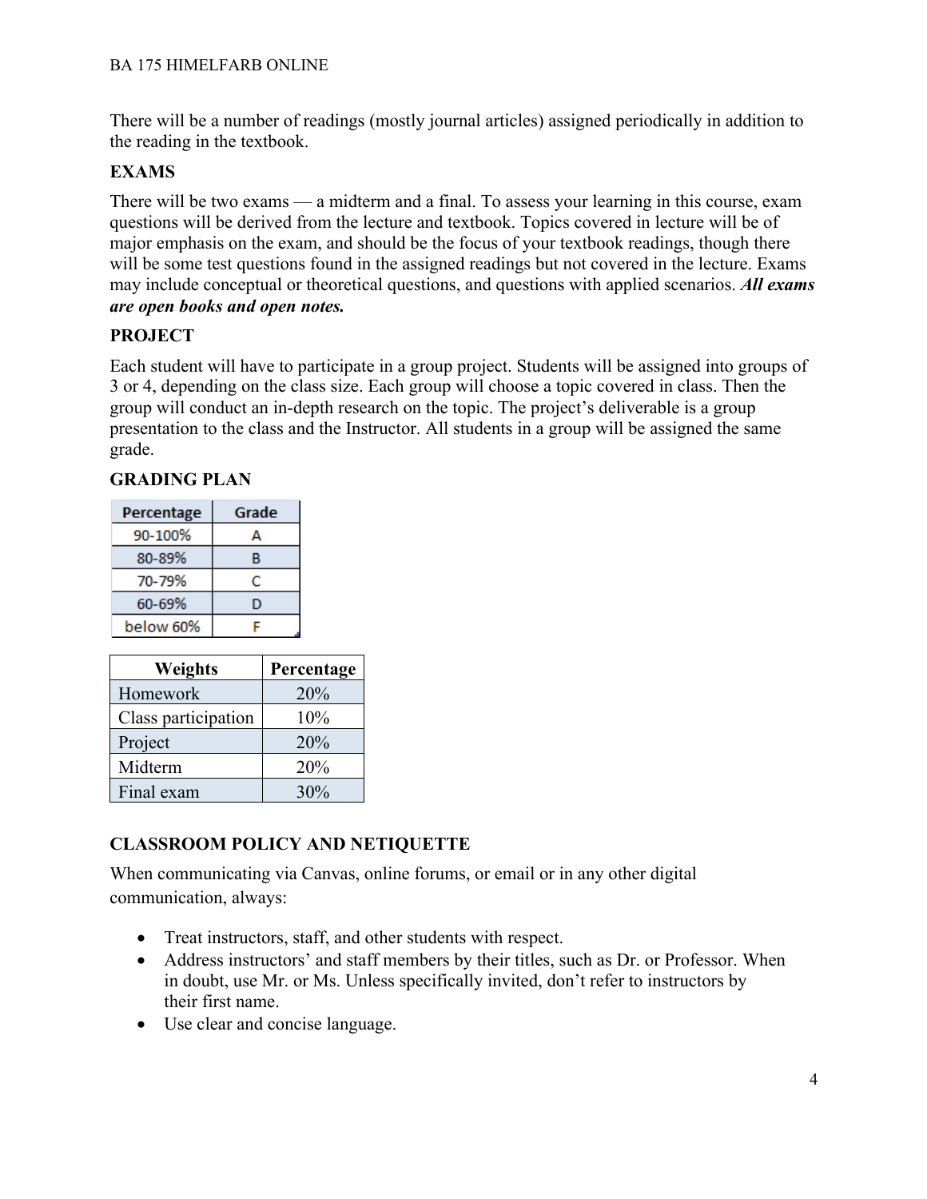There will be a number of readings (mostly journal articles) assigned periodically in addition to the reading in the textbook.

## EXAMS

There will be two exams — a midterm and a final. To assess your learning in this course, exam questions will be derived from the lecture and textbook. Topics covered in lecture will be of major emphasis on the exam, and should be the focus of your textbook readings, though there will be some test questions found in the assigned readings but not covered in the lecture. Exams may include conceptual or theoretical questions, and questions with applied scenarios. ***All exams are open books and open notes.***

## PROJECT

Each student will have to participate in a group project. Students will be assigned into groups of 3 or 4, depending on the class size. Each group will choose a topic covered in class. Then the group will conduct an in-depth research on the topic. The project's deliverable is a group presentation to the class and the Instructor. All students in a group will be assigned the same grade.

## GRADING PLAN

| Percentage | Grade |
|---|---|
| 90-100% | A |
| 80-89% | B |
| 70-79% | C |
| 60-69% | D |
| below 60% | F |

| Weights | Percentage |
|---|---|
| Homework | 20% |
| Class participation | 10% |
| Project | 20% |
| Midterm | 20% |
| Final exam | 30% |

## CLASSROOM POLICY AND NETIQUETTE

When communicating via Canvas, online forums, or email or in any other digital communication, always:

- Treat instructors, staff, and other students with respect.
- Address instructors' and staff members by their titles, such as Dr. or Professor. When in doubt, use Mr. or Ms. Unless specifically invited, don't refer to instructors by their first name.
- Use clear and concise language.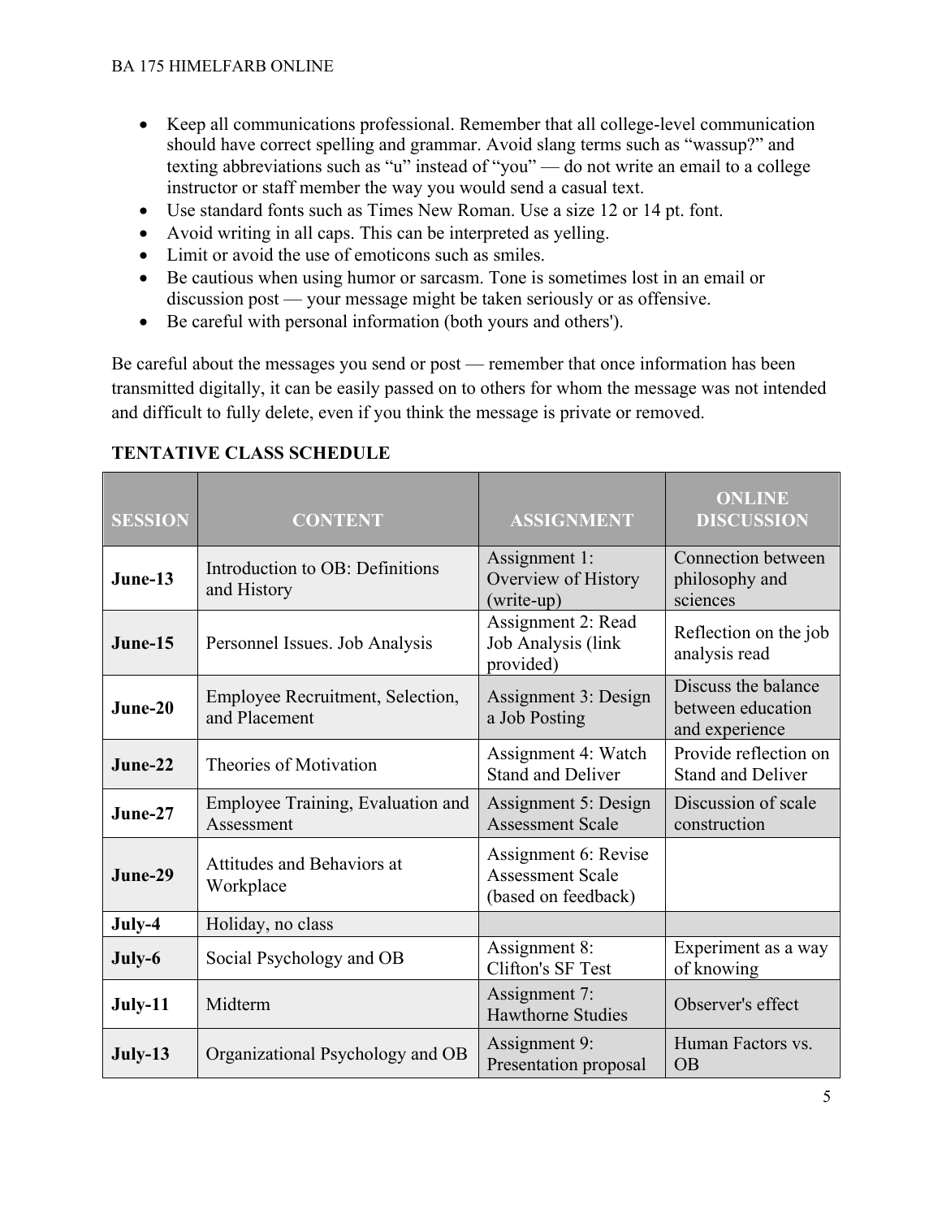- Keep all communications professional. Remember that all college-level communication should have correct spelling and grammar. Avoid slang terms such as "wassup?" and texting abbreviations such as "u" instead of "you" — do not write an email to a college instructor or staff member the way you would send a casual text.
- Use standard fonts such as Times New Roman. Use a size 12 or 14 pt. font.
- Avoid writing in all caps. This can be interpreted as yelling.
- Limit or avoid the use of emoticons such as smiles.
- Be cautious when using humor or sarcasm. Tone is sometimes lost in an email or discussion post — your message might be taken seriously or as offensive.
- Be careful with personal information (both yours and others').

Be careful about the messages you send or post — remember that once information has been transmitted digitally, it can be easily passed on to others for whom the message was not intended and difficult to fully delete, even if you think the message is private or removed.

**TENTATIVE CLASS SCHEDULE**

| SESSION | CONTENT | ASSIGNMENT | ONLINE DISCUSSION |
|---|---|---|---|
| **June-13** | Introduction to OB: Definitions and History | Assignment 1: Overview of History (write-up) | Connection between philosophy and sciences |
| **June-15** | Personnel Issues. Job Analysis | Assignment 2: Read Job Analysis (link provided) | Reflection on the job analysis read |
| **June-20** | Employee Recruitment, Selection, and Placement | Assignment 3: Design a Job Posting | Discuss the balance between education and experience |
| **June-22** | Theories of Motivation | Assignment 4: Watch Stand and Deliver | Provide reflection on Stand and Deliver |
| **June-27** | Employee Training, Evaluation and Assessment | Assignment 5: Design Assessment Scale | Discussion of scale construction |
| **June-29** | Attitudes and Behaviors at Workplace | Assignment 6: Revise Assessment Scale (based on feedback) | |
| **July-4** | Holiday, no class | | |
| **July-6** | Social Psychology and OB | Assignment 8: Clifton's SF Test | Experiment as a way of knowing |
| **July-11** | Midterm | Assignment 7: Hawthorne Studies | Observer's effect |
| **July-13** | Organizational Psychology and OB | Assignment 9: Presentation proposal | Human Factors vs. OB |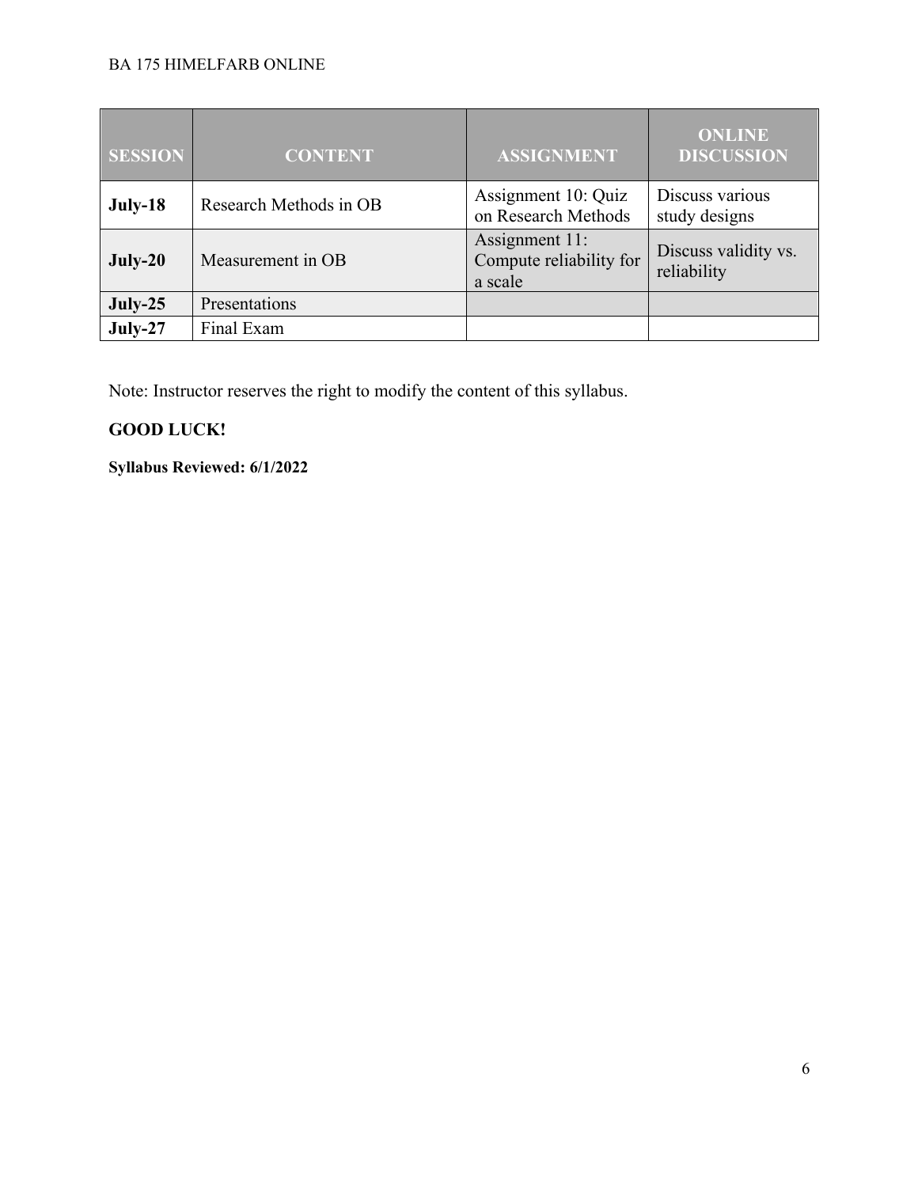| SESSION | CONTENT | ASSIGNMENT | ONLINE DISCUSSION |
| --- | --- | --- | --- |
| **July-18** | Research Methods in OB | Assignment 10: Quiz on Research Methods | Discuss various study designs |
| **July-20** | Measurement in OB | Assignment 11: Compute reliability for a scale | Discuss validity vs. reliability |
| **July-25** | Presentations | | |
| **July-27** | Final Exam | | |

Note: Instructor reserves the right to modify the content of this syllabus.

**GOOD LUCK!**

**Syllabus Reviewed: 6/1/2022**